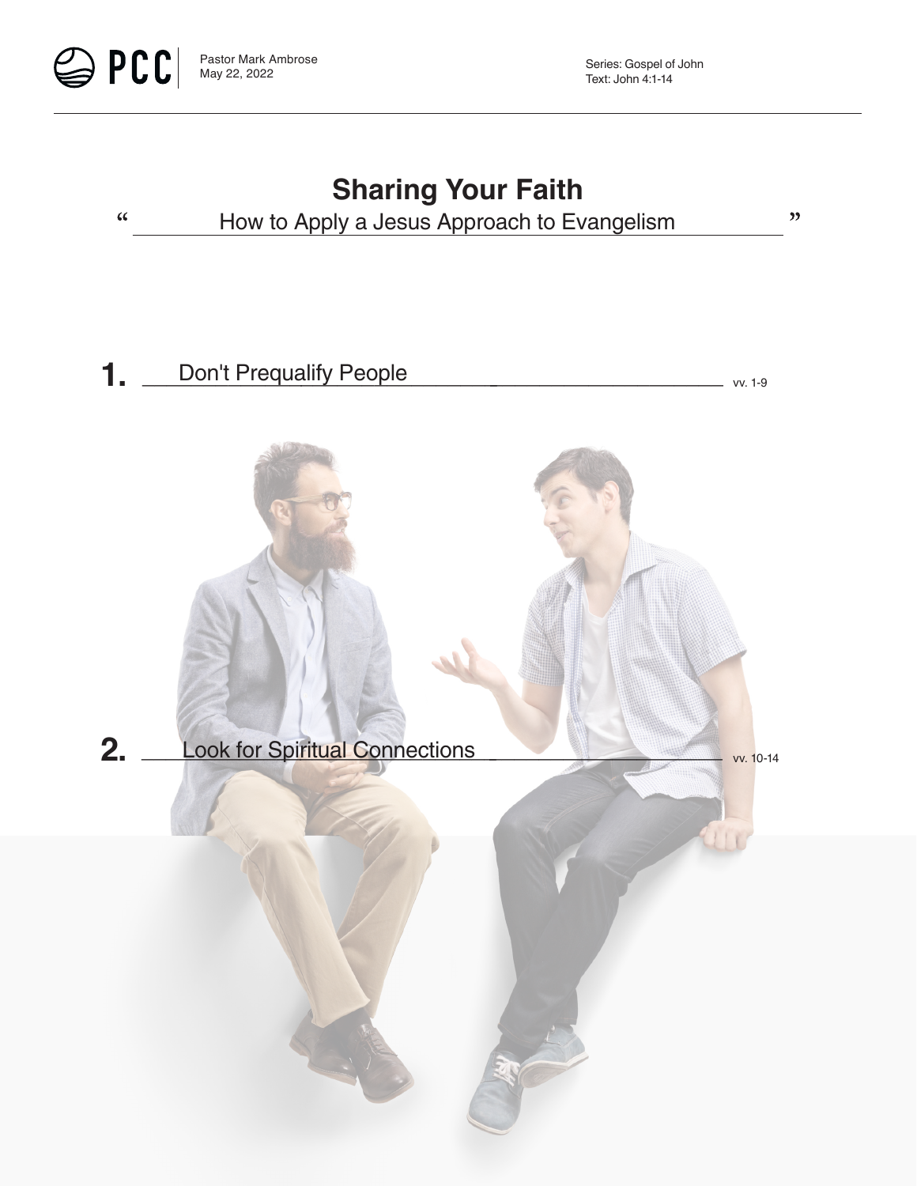PCC

Pastor Mark Ambrose
May 22, 2022

Series: Gospel of John
Text: John 4:1-14

# Sharing Your Faith

"How to Apply a Jesus Approach to Evangelism"

**1.** Don't Prequalify People vv. 1-9

**2.** Look for Spiritual Connections vv. 10-14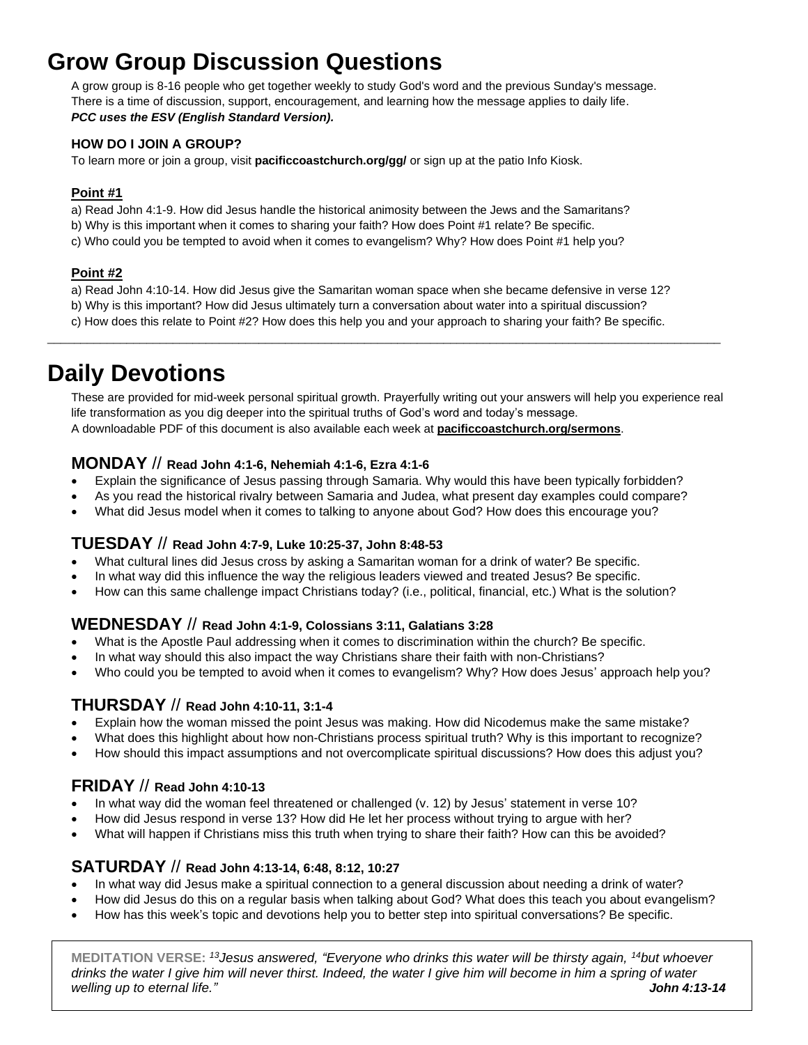# Grow Group Discussion Questions

A grow group is 8-16 people who get together weekly to study God's word and the previous Sunday's message. There is a time of discussion, support, encouragement, and learning how the message applies to daily life.
***PCC uses the ESV (English Standard Version).***

**HOW DO I JOIN A GROUP?**
To learn more or join a group, visit **pacificcoastchurch.org/gg/** or sign up at the patio Info Kiosk.

**Point #1**

a) Read John 4:1-9. How did Jesus handle the historical animosity between the Jews and the Samaritans?
b) Why is this important when it comes to sharing your faith? How does Point #1 relate? Be specific.
c) Who could you be tempted to avoid when it comes to evangelism? Why? How does Point #1 help you?

**Point #2**

a) Read John 4:10-14. How did Jesus give the Samaritan woman space when she became defensive in verse 12?
b) Why is this important? How did Jesus ultimately turn a conversation about water into a spiritual discussion?
c) How does this relate to Point #2? How does this help you and your approach to sharing your faith? Be specific.

---

# Daily Devotions

These are provided for mid-week personal spiritual growth. Prayerfully writing out your answers will help you experience real life transformation as you dig deeper into the spiritual truths of God's word and today's message.
A downloadable PDF of this document is also available each week at **pacificcoastchurch.org/sermons**.

## MONDAY // Read John 4:1-6, Nehemiah 4:1-6, Ezra 4:1-6

- Explain the significance of Jesus passing through Samaria. Why would this have been typically forbidden?
- As you read the historical rivalry between Samaria and Judea, what present day examples could compare?
- What did Jesus model when it comes to talking to anyone about God? How does this encourage you?

## TUESDAY // Read John 4:7-9, Luke 10:25-37, John 8:48-53

- What cultural lines did Jesus cross by asking a Samaritan woman for a drink of water? Be specific.
- In what way did this influence the way the religious leaders viewed and treated Jesus? Be specific.
- How can this same challenge impact Christians today? (i.e., political, financial, etc.) What is the solution?

## WEDNESDAY // Read John 4:1-9, Colossians 3:11, Galatians 3:28

- What is the Apostle Paul addressing when it comes to discrimination within the church? Be specific.
- In what way should this also impact the way Christians share their faith with non-Christians?
- Who could you be tempted to avoid when it comes to evangelism? Why? How does Jesus' approach help you?

## THURSDAY // Read John 4:10-11, 3:1-4

- Explain how the woman missed the point Jesus was making. How did Nicodemus make the same mistake?
- What does this highlight about how non-Christians process spiritual truth? Why is this important to recognize?
- How should this impact assumptions and not overcomplicate spiritual discussions? How does this adjust you?

## FRIDAY // Read John 4:10-13

- In what way did the woman feel threatened or challenged (v. 12) by Jesus' statement in verse 10?
- How did Jesus respond in verse 13? How did He let her process without trying to argue with her?
- What will happen if Christians miss this truth when trying to share their faith? How can this be avoided?

## SATURDAY // Read John 4:13-14, 6:48, 8:12, 10:27

- In what way did Jesus make a spiritual connection to a general discussion about needing a drink of water?
- How did Jesus do this on a regular basis when talking about God? What does this teach you about evangelism?
- How has this week's topic and devotions help you to better step into spiritual conversations? Be specific.

**MEDITATION VERSE:** *[13]Jesus answered, "Everyone who drinks this water will be thirsty again, [14]but whoever drinks the water I give him will never thirst. Indeed, the water I give him will become in him a spring of water welling up to eternal life."* ***John 4:13-14***